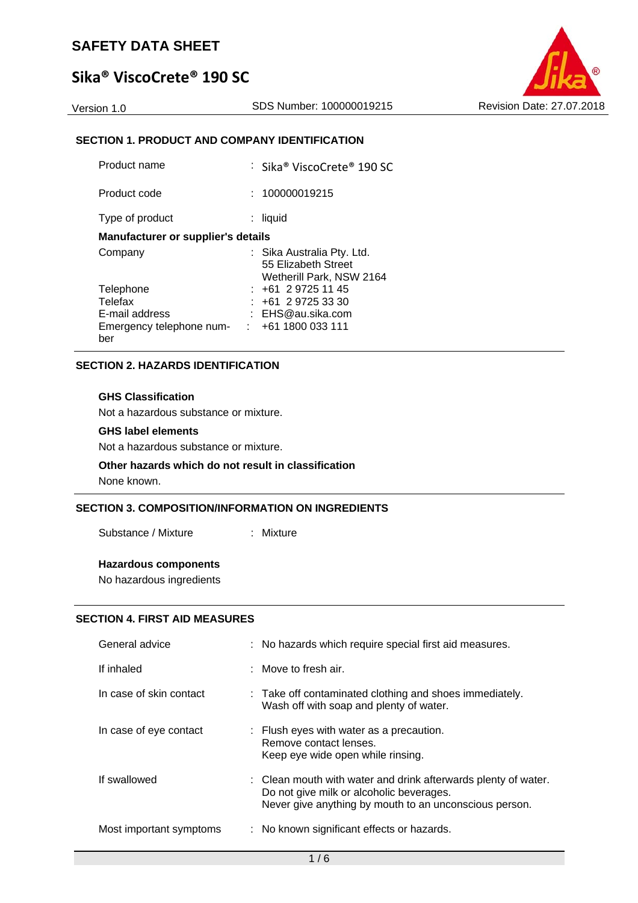# SAFETY DATA SHEET

## Sika® ViscoCrete® 190 SC

Version 1.0 | SDS Number: 100000019215 | Revision Date: 27.07.2018

### SECTION 1. PRODUCT AND COMPANY IDENTIFICATION

| | |
|---|---|
| Product name | : Sika® ViscoCrete® 190 SC |
| Product code | : 100000019215 |
| Type of product | : liquid |

**Manufacturer or supplier's details**

| | |
|---|---|
| Company | : Sika Australia Pty. Ltd.<br>55 Elizabeth Street<br>Wetherill Park, NSW 2164 |
| Telephone | : +61 2 9725 11 45 |
| Telefax | : +61 2 9725 33 30 |
| E-mail address | : EHS@au.sika.com |
| Emergency telephone number | : +61 1800 033 111 |

### SECTION 2. HAZARDS IDENTIFICATION

**GHS Classification**

Not a hazardous substance or mixture.

**GHS label elements**

Not a hazardous substance or mixture.

**Other hazards which do not result in classification**

None known.

### SECTION 3. COMPOSITION/INFORMATION ON INGREDIENTS

| | |
|---|---|
| Substance / Mixture | : Mixture |

**Hazardous components**

No hazardous ingredients

### SECTION 4. FIRST AID MEASURES

| | |
|---|---|
| General advice | : No hazards which require special first aid measures. |
| If inhaled | : Move to fresh air. |
| In case of skin contact | : Take off contaminated clothing and shoes immediately.<br>Wash off with soap and plenty of water. |
| In case of eye contact | : Flush eyes with water as a precaution.<br>Remove contact lenses.<br>Keep eye wide open while rinsing. |
| If swallowed | : Clean mouth with water and drink afterwards plenty of water.<br>Do not give milk or alcoholic beverages.<br>Never give anything by mouth to an unconscious person. |
| Most important symptoms | : No known significant effects or hazards. |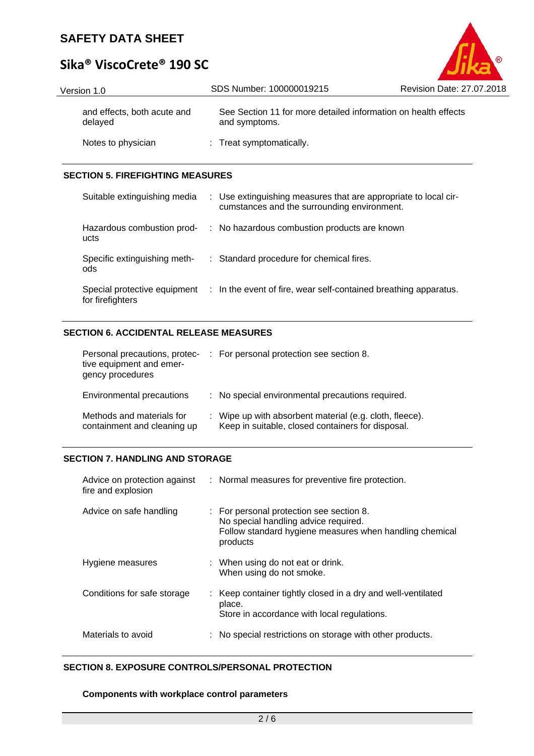| | | |
|---|---|---|
| and effects, both acute and delayed | | See Section 11 for more detailed information on health effects and symptoms. |
| Notes to physician | : | Treat symptomatically. |

## SECTION 5. FIREFIGHTING MEASURES

| | | |
|---|---|---|
| Suitable extinguishing media | : | Use extinguishing measures that are appropriate to local circumstances and the surrounding environment. |
| Hazardous combustion products | : | No hazardous combustion products are known |
| Specific extinguishing methods | : | Standard procedure for chemical fires. |
| Special protective equipment for firefighters | : | In the event of fire, wear self-contained breathing apparatus. |

## SECTION 6. ACCIDENTAL RELEASE MEASURES

| | | |
|---|---|---|
| Personal precautions, protective equipment and emergency procedures | : | For personal protection see section 8. |
| Environmental precautions | : | No special environmental precautions required. |
| Methods and materials for containment and cleaning up | : | Wipe up with absorbent material (e.g. cloth, fleece).<br>Keep in suitable, closed containers for disposal. |

## SECTION 7. HANDLING AND STORAGE

| | | |
|---|---|---|
| Advice on protection against fire and explosion | : | Normal measures for preventive fire protection. |
| Advice on safe handling | : | For personal protection see section 8.<br>No special handling advice required.<br>Follow standard hygiene measures when handling chemical products |
| Hygiene measures | : | When using do not eat or drink.<br>When using do not smoke. |
| Conditions for safe storage | : | Keep container tightly closed in a dry and well-ventilated place.<br>Store in accordance with local regulations. |
| Materials to avoid | : | No special restrictions on storage with other products. |

## SECTION 8. EXPOSURE CONTROLS/PERSONAL PROTECTION

**Components with workplace control parameters**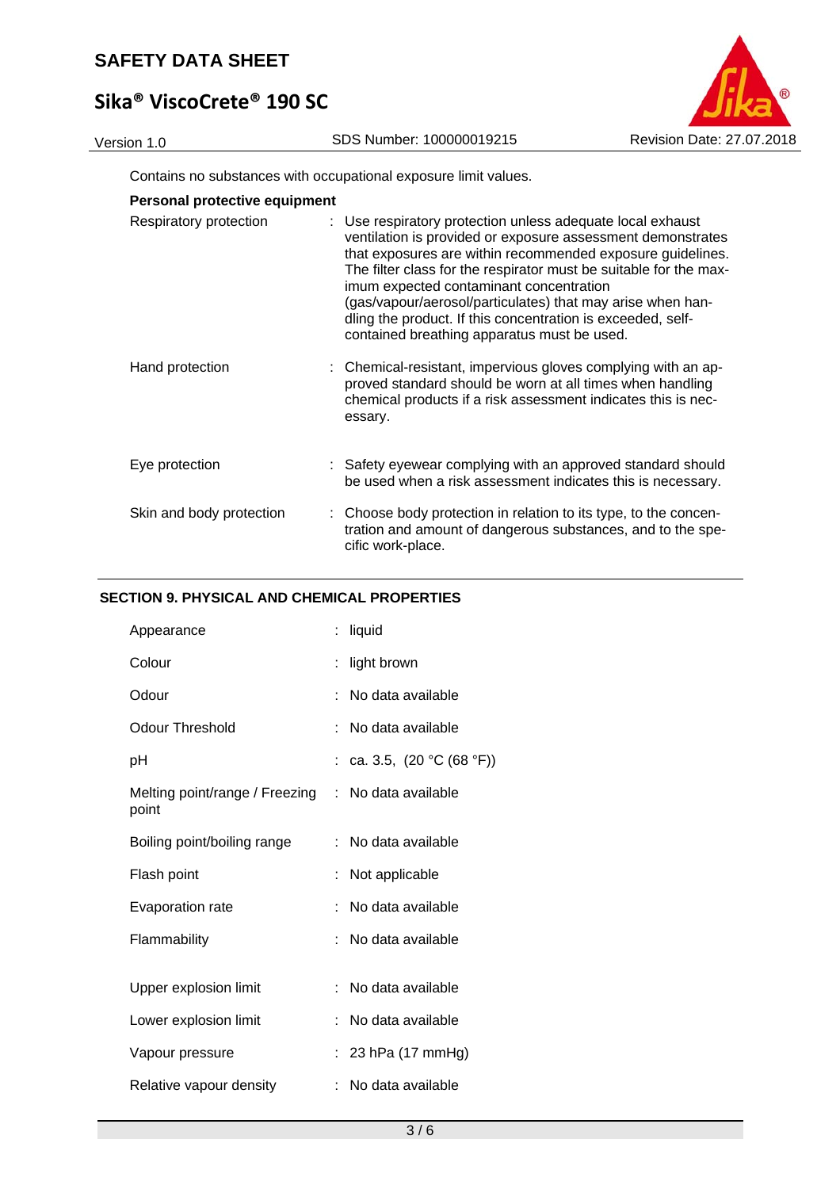Contains no substances with occupational exposure limit values.

**Personal protective equipment**

| | |
|---|---|
| Respiratory protection | : Use respiratory protection unless adequate local exhaust ventilation is provided or exposure assessment demonstrates that exposures are within recommended exposure guidelines. The filter class for the respirator must be suitable for the maximum expected contaminant concentration (gas/vapour/aerosol/particulates) that may arise when handling the product. If this concentration is exceeded, self-contained breathing apparatus must be used. |
| Hand protection | : Chemical-resistant, impervious gloves complying with an approved standard should be worn at all times when handling chemical products if a risk assessment indicates this is necessary. |
| Eye protection | : Safety eyewear complying with an approved standard should be used when a risk assessment indicates this is necessary. |
| Skin and body protection | : Choose body protection in relation to its type, to the concentration and amount of dangerous substances, and to the specific work-place. |

## SECTION 9. PHYSICAL AND CHEMICAL PROPERTIES

| | |
|---|---|
| Appearance | : liquid |
| Colour | : light brown |
| Odour | : No data available |
| Odour Threshold | : No data available |
| pH | : ca. 3.5, (20 °C (68 °F)) |
| Melting point/range / Freezing point | : No data available |
| Boiling point/boiling range | : No data available |
| Flash point | : Not applicable |
| Evaporation rate | : No data available |
| Flammability | : No data available |
| Upper explosion limit | : No data available |
| Lower explosion limit | : No data available |
| Vapour pressure | : 23 hPa (17 mmHg) |
| Relative vapour density | : No data available |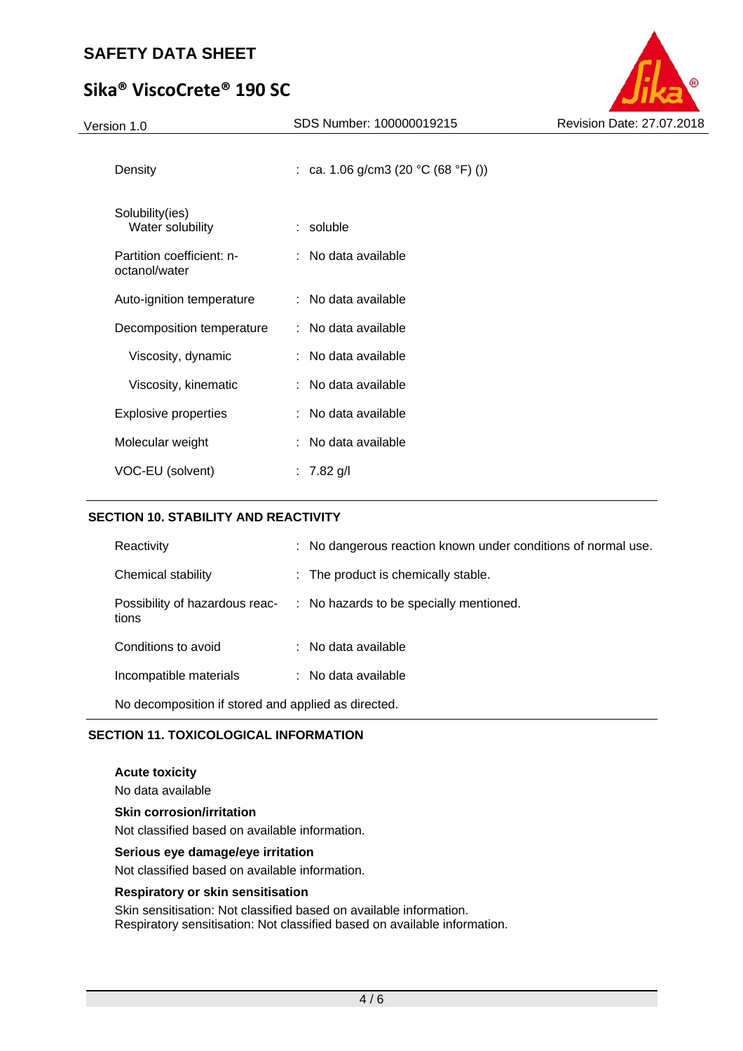| | | |
|---|---|---|
| Density | : | ca. 1.06 g/cm3 (20 °C (68 °F) ()) |
| Solubility(ies)<br>Water solubility | : | soluble |
| Partition coefficient: n-octanol/water | : | No data available |
| Auto-ignition temperature | : | No data available |
| Decomposition temperature | : | No data available |
| Viscosity, dynamic | : | No data available |
| Viscosity, kinematic | : | No data available |
| Explosive properties | : | No data available |
| Molecular weight | : | No data available |
| VOC-EU (solvent) | : | 7.82 g/l |

## SECTION 10. STABILITY AND REACTIVITY

| | | |
|---|---|---|
| Reactivity | : | No dangerous reaction known under conditions of normal use. |
| Chemical stability | : | The product is chemically stable. |
| Possibility of hazardous reactions | : | No hazards to be specially mentioned. |
| Conditions to avoid | : | No data available |
| Incompatible materials | : | No data available |

No decomposition if stored and applied as directed.

## SECTION 11. TOXICOLOGICAL INFORMATION

**Acute toxicity**

No data available

**Skin corrosion/irritation**

Not classified based on available information.

**Serious eye damage/eye irritation**

Not classified based on available information.

**Respiratory or skin sensitisation**

Skin sensitisation: Not classified based on available information.
Respiratory sensitisation: Not classified based on available information.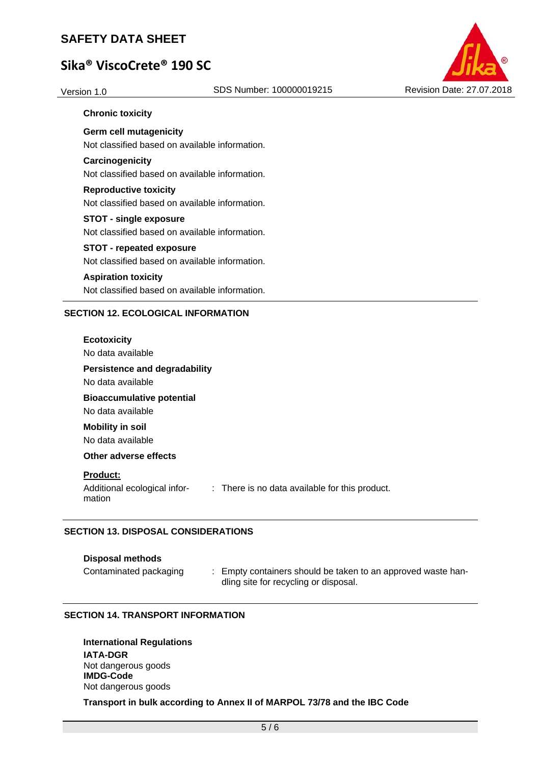**Chronic toxicity**

**Germ cell mutagenicity**

Not classified based on available information.

**Carcinogenicity**

Not classified based on available information.

**Reproductive toxicity**

Not classified based on available information.

**STOT - single exposure**

Not classified based on available information.

**STOT - repeated exposure**

Not classified based on available information.

**Aspiration toxicity**

Not classified based on available information.

## SECTION 12. ECOLOGICAL INFORMATION

**Ecotoxicity**

No data available

**Persistence and degradability**

No data available

**Bioaccumulative potential**

No data available

**Mobility in soil**

No data available

**Other adverse effects**

**Product:**

Additional ecological information : There is no data available for this product.

## SECTION 13. DISPOSAL CONSIDERATIONS

**Disposal methods**

Contaminated packaging : Empty containers should be taken to an approved waste handling site for recycling or disposal.

## SECTION 14. TRANSPORT INFORMATION

**International Regulations**

**IATA-DGR**

Not dangerous goods

**IMDG-Code**

Not dangerous goods

**Transport in bulk according to Annex II of MARPOL 73/78 and the IBC Code**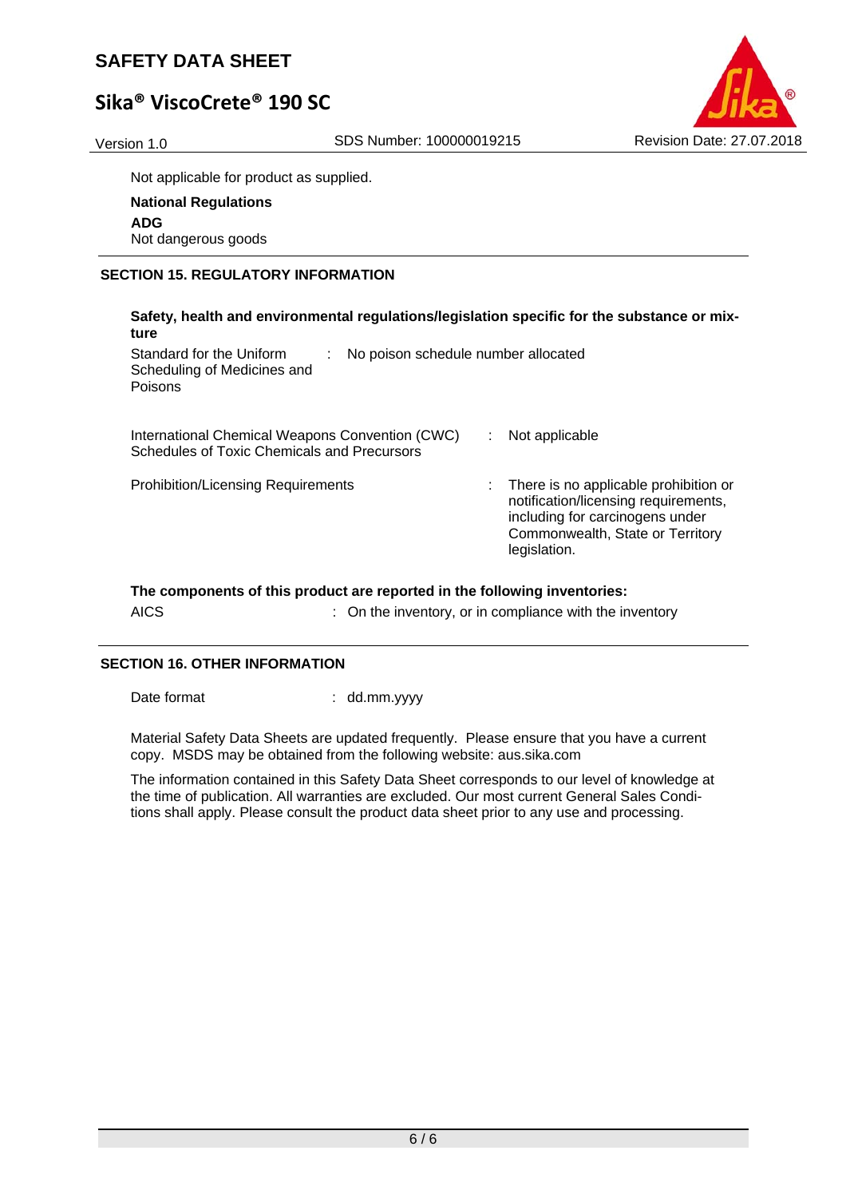Not applicable for product as supplied.

**National Regulations**

**ADG**

Not dangerous goods

## SECTION 15. REGULATORY INFORMATION

**Safety, health and environmental regulations/legislation specific for the substance or mixture**

Standard for the Uniform Scheduling of Medicines and Poisons : No poison schedule number allocated

International Chemical Weapons Convention (CWC) Schedules of Toxic Chemicals and Precursors : Not applicable

Prohibition/Licensing Requirements : There is no applicable prohibition or notification/licensing requirements, including for carcinogens under Commonwealth, State or Territory legislation.

**The components of this product are reported in the following inventories:**

AICS : On the inventory, or in compliance with the inventory

## SECTION 16. OTHER INFORMATION

Date format : dd.mm.yyyy

Material Safety Data Sheets are updated frequently. Please ensure that you have a current copy. MSDS may be obtained from the following website: aus.sika.com

The information contained in this Safety Data Sheet corresponds to our level of knowledge at the time of publication. All warranties are excluded. Our most current General Sales Conditions shall apply. Please consult the product data sheet prior to any use and processing.